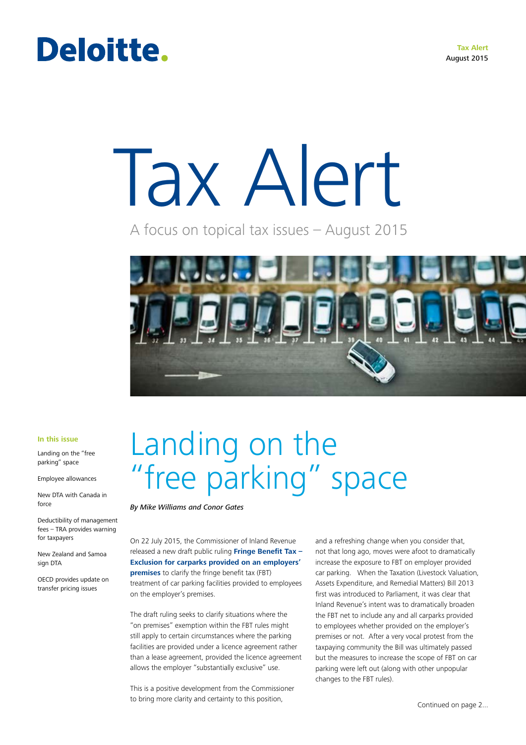Deloitte.

**Tax Alert**
August 2015

# Tax Alert

A focus on topical tax issues – August 2015

**In this issue**

- Landing on the "free parking" space
- Employee allowances
- New DTA with Canada in force
- Deductibility of management fees – TRA provides warning for taxpayers
- New Zealand and Samoa sign DTA
- OECD provides update on transfer pricing issues

## Landing on the "free parking" space

*By Mike Williams and Conor Gates*

On 22 July 2015, the Commissioner of Inland Revenue released a new draft public ruling **Fringe Benefit Tax – Exclusion for carparks provided on an employers' premises** to clarify the fringe benefit tax (FBT) treatment of car parking facilities provided to employees on the employer's premises.

The draft ruling seeks to clarify situations where the "on premises" exemption within the FBT rules might still apply to certain circumstances where the parking facilities are provided under a licence agreement rather than a lease agreement, provided the licence agreement allows the employer "substantially exclusive" use.

This is a positive development from the Commissioner to bring more clarity and certainty to this position, and a refreshing change when you consider that, not that long ago, moves were afoot to dramatically increase the exposure to FBT on employer provided car parking. When the Taxation (Livestock Valuation, Assets Expenditure, and Remedial Matters) Bill 2013 first was introduced to Parliament, it was clear that Inland Revenue's intent was to dramatically broaden the FBT net to include any and all carparks provided to employees whether provided on the employer's premises or not. After a very vocal protest from the taxpaying community the Bill was ultimately passed but the measures to increase the scope of FBT on car parking were left out (along with other unpopular changes to the FBT rules).

Continued on page 2...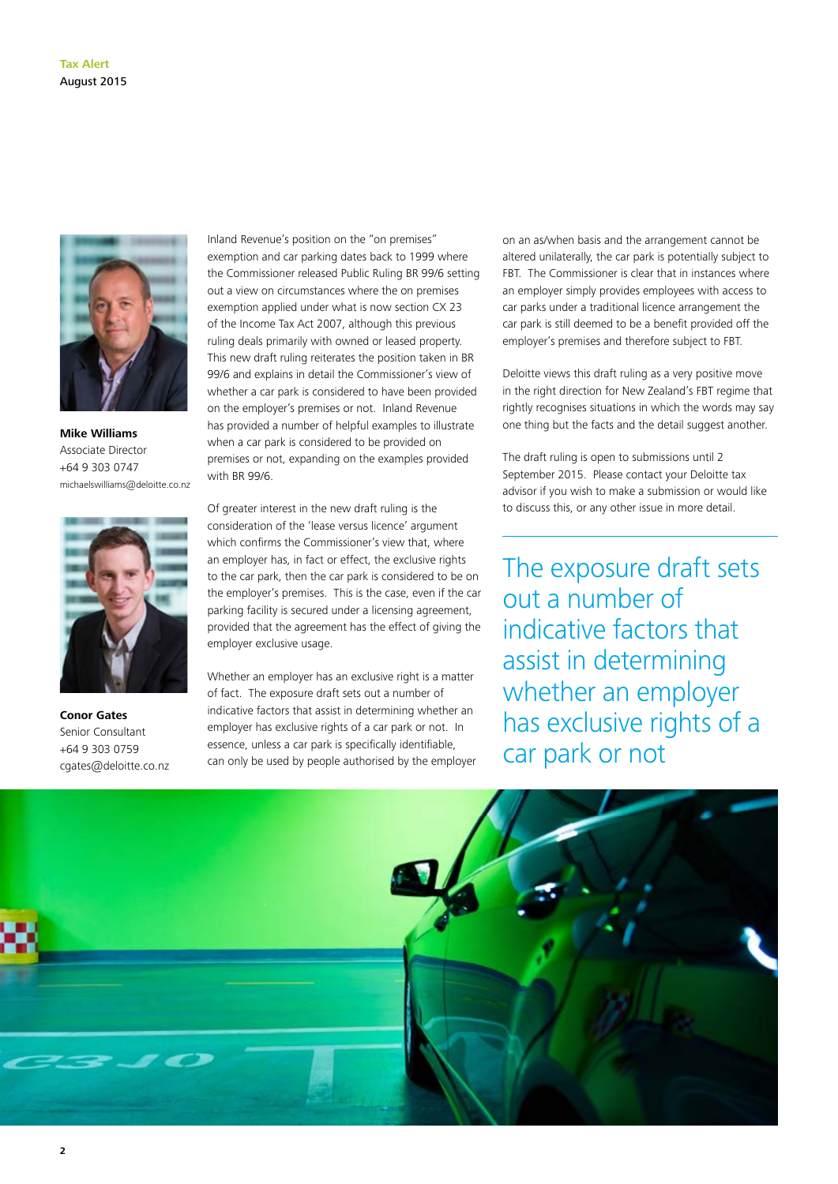**Mike Williams**
Associate Director
+64 9 303 0747
michaelswilliams@deloitte.co.nz

**Conor Gates**
Senior Consultant
+64 9 303 0759
cgates@deloitte.co.nz

Inland Revenue's position on the "on premises" exemption and car parking dates back to 1999 where the Commissioner released Public Ruling BR 99/6 setting out a view on circumstances where the on premises exemption applied under what is now section CX 23 of the Income Tax Act 2007, although this previous ruling deals primarily with owned or leased property. This new draft ruling reiterates the position taken in BR 99/6 and explains in detail the Commissioner's view of whether a car park is considered to have been provided on the employer's premises or not. Inland Revenue has provided a number of helpful examples to illustrate when a car park is considered to be provided on premises or not, expanding on the examples provided with BR 99/6.

Of greater interest in the new draft ruling is the consideration of the 'lease versus licence' argument which confirms the Commissioner's view that, where an employer has, in fact or effect, the exclusive rights to the car park, then the car park is considered to be on the employer's premises. This is the case, even if the car parking facility is secured under a licensing agreement, provided that the agreement has the effect of giving the employer exclusive usage.

Whether an employer has an exclusive right is a matter of fact. The exposure draft sets out a number of indicative factors that assist in determining whether an employer has exclusive rights of a car park or not. In essence, unless a car park is specifically identifiable, can only be used by people authorised by the employer on an as/when basis and the arrangement cannot be altered unilaterally, the car park is potentially subject to FBT. The Commissioner is clear that in instances where an employer simply provides employees with access to car parks under a traditional licence arrangement the car park is still deemed to be a benefit provided off the employer's premises and therefore subject to FBT.

Deloitte views this draft ruling as a very positive move in the right direction for New Zealand's FBT regime that rightly recognises situations in which the words may say one thing but the facts and the detail suggest another.

The draft ruling is open to submissions until 2 September 2015. Please contact your Deloitte tax advisor if you wish to make a submission or would like to discuss this, or any other issue in more detail.

> The exposure draft sets out a number of indicative factors that assist in determining whether an employer has exclusive rights of a car park or not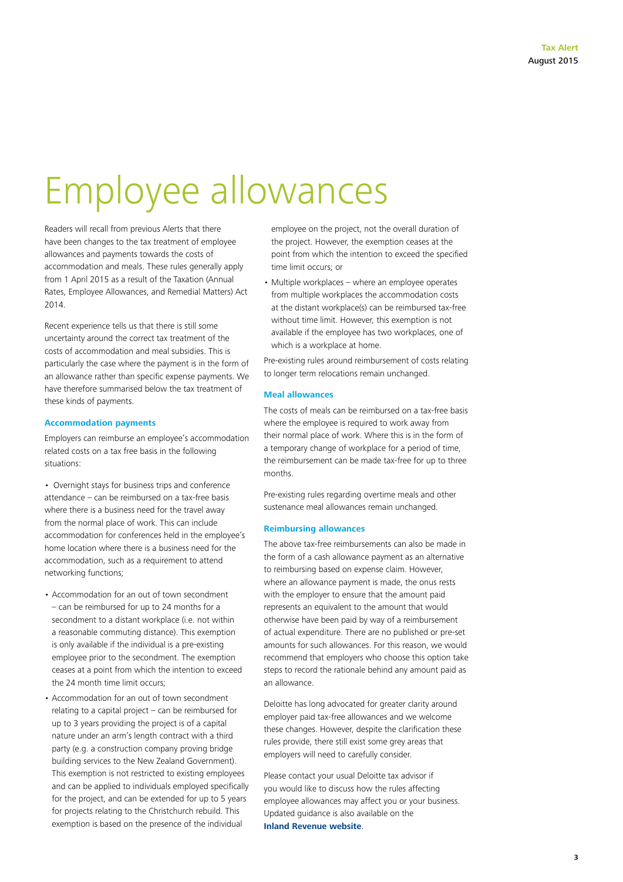# Employee allowances

Readers will recall from previous Alerts that there have been changes to the tax treatment of employee allowances and payments towards the costs of accommodation and meals. These rules generally apply from 1 April 2015 as a result of the Taxation (Annual Rates, Employee Allowances, and Remedial Matters) Act 2014.

Recent experience tells us that there is still some uncertainty around the correct tax treatment of the costs of accommodation and meal subsidies. This is particularly the case where the payment is in the form of an allowance rather than specific expense payments. We have therefore summarised below the tax treatment of these kinds of payments.

### Accommodation payments

Employers can reimburse an employee's accommodation related costs on a tax free basis in the following situations:

- Overnight stays for business trips and conference attendance – can be reimbursed on a tax-free basis where there is a business need for the travel away from the normal place of work. This can include accommodation for conferences held in the employee's home location where there is a business need for the accommodation, such as a requirement to attend networking functions;
- Accommodation for an out of town secondment – can be reimbursed for up to 24 months for a secondment to a distant workplace (i.e. not within a reasonable commuting distance). This exemption is only available if the individual is a pre-existing employee prior to the secondment. The exemption ceases at a point from which the intention to exceed the 24 month time limit occurs;
- Accommodation for an out of town secondment relating to a capital project – can be reimbursed for up to 3 years providing the project is of a capital nature under an arm's length contract with a third party (e.g. a construction company proving bridge building services to the New Zealand Government). This exemption is not restricted to existing employees and can be applied to individuals employed specifically for the project, and can be extended for up to 5 years for projects relating to the Christchurch rebuild. This exemption is based on the presence of the individual employee on the project, not the overall duration of the project. However, the exemption ceases at the point from which the intention to exceed the specified time limit occurs; or
- Multiple workplaces – where an employee operates from multiple workplaces the accommodation costs at the distant workplace(s) can be reimbursed tax-free without time limit. However, this exemption is not available if the employee has two workplaces, one of which is a workplace at home.

Pre-existing rules around reimbursement of costs relating to longer term relocations remain unchanged.

### Meal allowances

The costs of meals can be reimbursed on a tax-free basis where the employee is required to work away from their normal place of work. Where this is in the form of a temporary change of workplace for a period of time, the reimbursement can be made tax-free for up to three months.

Pre-existing rules regarding overtime meals and other sustenance meal allowances remain unchanged.

### Reimbursing allowances

The above tax-free reimbursements can also be made in the form of a cash allowance payment as an alternative to reimbursing based on expense claim. However, where an allowance payment is made, the onus rests with the employer to ensure that the amount paid represents an equivalent to the amount that would otherwise have been paid by way of a reimbursement of actual expenditure. There are no published or pre-set amounts for such allowances. For this reason, we would recommend that employers who choose this option take steps to record the rationale behind any amount paid as an allowance.

Deloitte has long advocated for greater clarity around employer paid tax-free allowances and we welcome these changes. However, despite the clarification these rules provide, there still exist some grey areas that employers will need to carefully consider.

Please contact your usual Deloitte tax advisor if you would like to discuss how the rules affecting employee allowances may affect you or your business. Updated guidance is also available on the **Inland Revenue website**.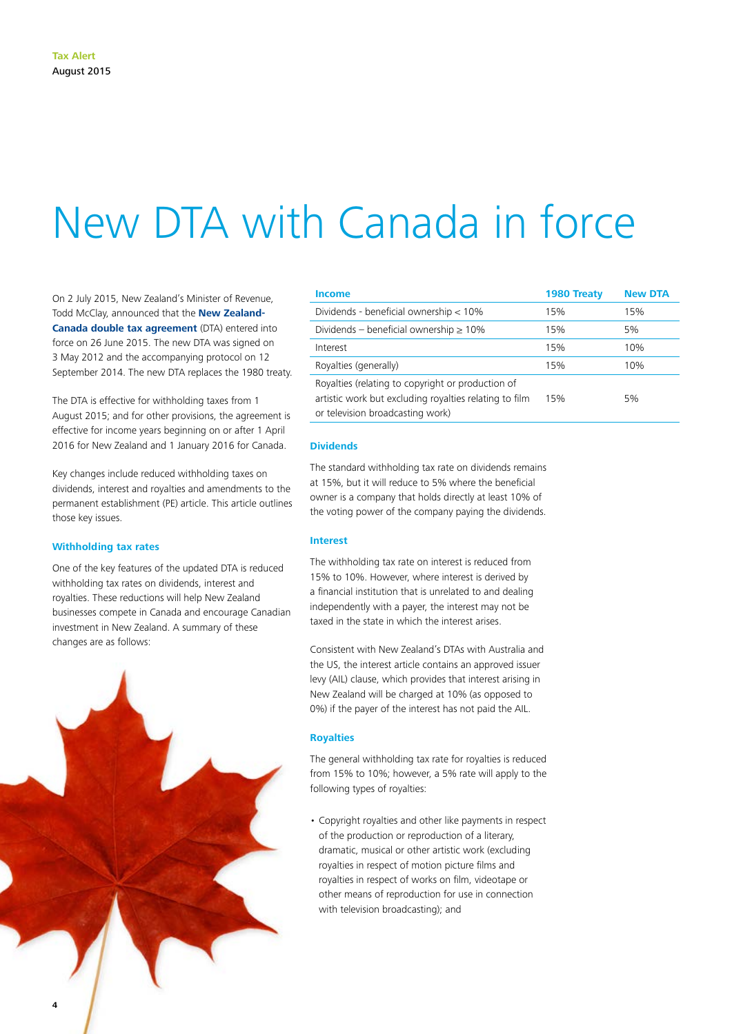# New DTA with Canada in force

On 2 July 2015, New Zealand's Minister of Revenue, Todd McClay, announced that the **New Zealand-Canada double tax agreement** (DTA) entered into force on 26 June 2015. The new DTA was signed on 3 May 2012 and the accompanying protocol on 12 September 2014. The new DTA replaces the 1980 treaty.

The DTA is effective for withholding taxes from 1 August 2015; and for other provisions, the agreement is effective for income years beginning on or after 1 April 2016 for New Zealand and 1 January 2016 for Canada.

Key changes include reduced withholding taxes on dividends, interest and royalties and amendments to the permanent establishment (PE) article. This article outlines those key issues.

### Withholding tax rates

One of the key features of the updated DTA is reduced withholding tax rates on dividends, interest and royalties. These reductions will help New Zealand businesses compete in Canada and encourage Canadian investment in New Zealand. A summary of these changes are as follows:

| Income | 1980 Treaty | New DTA |
|---|---|---|
| Dividends - beneficial ownership < 10% | 15% | 15% |
| Dividends – beneficial ownership ≥ 10% | 15% | 5% |
| Interest | 15% | 10% |
| Royalties (generally) | 15% | 10% |
| Royalties (relating to copyright or production of artistic work but excluding royalties relating to film or television broadcasting work) | 15% | 5% |

### Dividends

The standard withholding tax rate on dividends remains at 15%, but it will reduce to 5% where the beneficial owner is a company that holds directly at least 10% of the voting power of the company paying the dividends.

### Interest

The withholding tax rate on interest is reduced from 15% to 10%. However, where interest is derived by a financial institution that is unrelated to and dealing independently with a payer, the interest may not be taxed in the state in which the interest arises.

Consistent with New Zealand's DTAs with Australia and the US, the interest article contains an approved issuer levy (AIL) clause, which provides that interest arising in New Zealand will be charged at 10% (as opposed to 0%) if the payer of the interest has not paid the AIL.

### Royalties

The general withholding tax rate for royalties is reduced from 15% to 10%; however, a 5% rate will apply to the following types of royalties:

- Copyright royalties and other like payments in respect of the production or reproduction of a literary, dramatic, musical or other artistic work (excluding royalties in respect of motion picture films and royalties in respect of works on film, videotape or other means of reproduction for use in connection with television broadcasting); and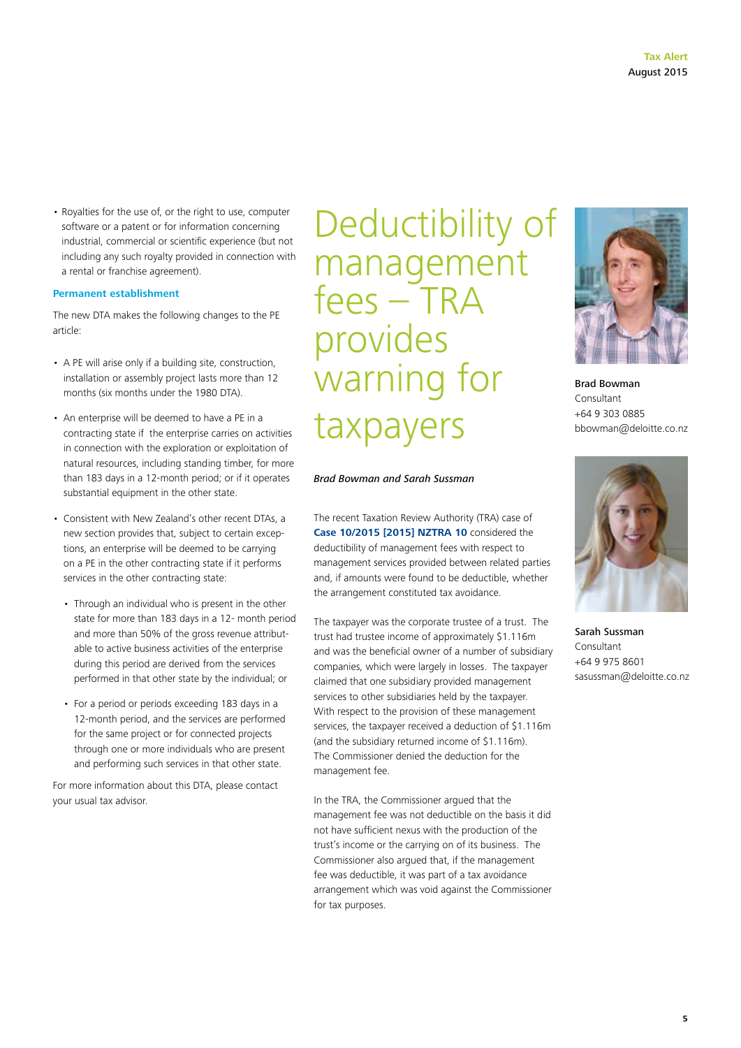- Royalties for the use of, or the right to use, computer software or a patent or for information concerning industrial, commercial or scientific experience (but not including any such royalty provided in connection with a rental or franchise agreement).

### Permanent establishment

The new DTA makes the following changes to the PE article:

- A PE will arise only if a building site, construction, installation or assembly project lasts more than 12 months (six months under the 1980 DTA).
- An enterprise will be deemed to have a PE in a contracting state if the enterprise carries on activities in connection with the exploration or exploitation of natural resources, including standing timber, for more than 183 days in a 12-month period; or if it operates substantial equipment in the other state.
- Consistent with New Zealand's other recent DTAs, a new section provides that, subject to certain exceptions, an enterprise will be deemed to be carrying on a PE in the other contracting state if it performs services in the other contracting state:
  - Through an individual who is present in the other state for more than 183 days in a 12- month period and more than 50% of the gross revenue attributable to active business activities of the enterprise during this period are derived from the services performed in that other state by the individual; or
  - For a period or periods exceeding 183 days in a 12-month period, and the services are performed for the same project or for connected projects through one or more individuals who are present and performing such services in that other state.

For more information about this DTA, please contact your usual tax advisor.

# Deductibility of management fees – TRA provides warning for taxpayers

*Brad Bowman and Sarah Sussman*

The recent Taxation Review Authority (TRA) case of **Case 10/2015 [2015] NZTRA 10** considered the deductibility of management fees with respect to management services provided between related parties and, if amounts were found to be deductible, whether the arrangement constituted tax avoidance.

The taxpayer was the corporate trustee of a trust. The trust had trustee income of approximately $1.116m and was the beneficial owner of a number of subsidiary companies, which were largely in losses. The taxpayer claimed that one subsidiary provided management services to other subsidiaries held by the taxpayer. With respect to the provision of these management services, the taxpayer received a deduction of $1.116m (and the subsidiary returned income of $1.116m). The Commissioner denied the deduction for the management fee.

In the TRA, the Commissioner argued that the management fee was not deductible on the basis it did not have sufficient nexus with the production of the trust's income or the carrying on of its business. The Commissioner also argued that, if the management fee was deductible, it was part of a tax avoidance arrangement which was void against the Commissioner for tax purposes.

**Brad Bowman**
Consultant
+64 9 303 0885
bbowman@deloitte.co.nz

**Sarah Sussman**
Consultant
+64 9 975 8601
sasussman@deloitte.co.nz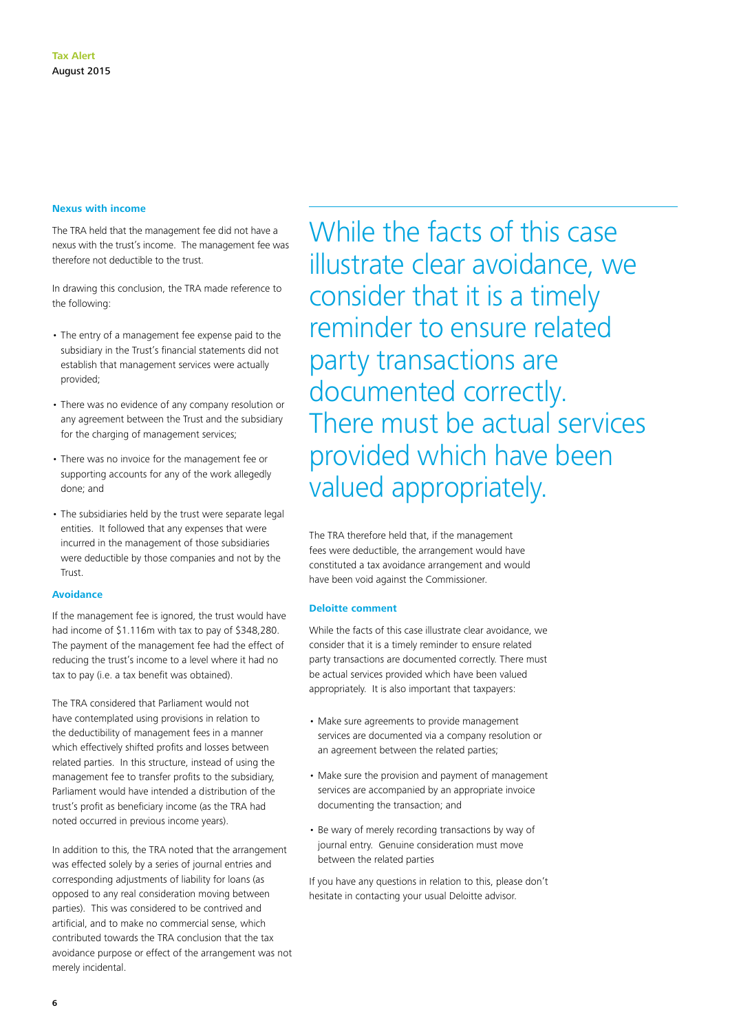### Nexus with income

The TRA held that the management fee did not have a nexus with the trust's income. The management fee was therefore not deductible to the trust.

In drawing this conclusion, the TRA made reference to the following:

- The entry of a management fee expense paid to the subsidiary in the Trust's financial statements did not establish that management services were actually provided;
- There was no evidence of any company resolution or any agreement between the Trust and the subsidiary for the charging of management services;
- There was no invoice for the management fee or supporting accounts for any of the work allegedly done; and
- The subsidiaries held by the trust were separate legal entities. It followed that any expenses that were incurred in the management of those subsidiaries were deductible by those companies and not by the Trust.

### Avoidance

If the management fee is ignored, the trust would have had income of $1.116m with tax to pay of $348,280. The payment of the management fee had the effect of reducing the trust's income to a level where it had no tax to pay (i.e. a tax benefit was obtained).

The TRA considered that Parliament would not have contemplated using provisions in relation to the deductibility of management fees in a manner which effectively shifted profits and losses between related parties. In this structure, instead of using the management fee to transfer profits to the subsidiary, Parliament would have intended a distribution of the trust's profit as beneficiary income (as the TRA had noted occurred in previous income years).

In addition to this, the TRA noted that the arrangement was effected solely by a series of journal entries and corresponding adjustments of liability for loans (as opposed to any real consideration moving between parties). This was considered to be contrived and artificial, and to make no commercial sense, which contributed towards the TRA conclusion that the tax avoidance purpose or effect of the arrangement was not merely incidental.

> While the facts of this case illustrate clear avoidance, we consider that it is a timely reminder to ensure related party transactions are documented correctly. There must be actual services provided which have been valued appropriately.

The TRA therefore held that, if the management fees were deductible, the arrangement would have constituted a tax avoidance arrangement and would have been void against the Commissioner.

### Deloitte comment

While the facts of this case illustrate clear avoidance, we consider that it is a timely reminder to ensure related party transactions are documented correctly. There must be actual services provided which have been valued appropriately. It is also important that taxpayers:

- Make sure agreements to provide management services are documented via a company resolution or an agreement between the related parties;
- Make sure the provision and payment of management services are accompanied by an appropriate invoice documenting the transaction; and
- Be wary of merely recording transactions by way of journal entry. Genuine consideration must move between the related parties

If you have any questions in relation to this, please don't hesitate in contacting your usual Deloitte advisor.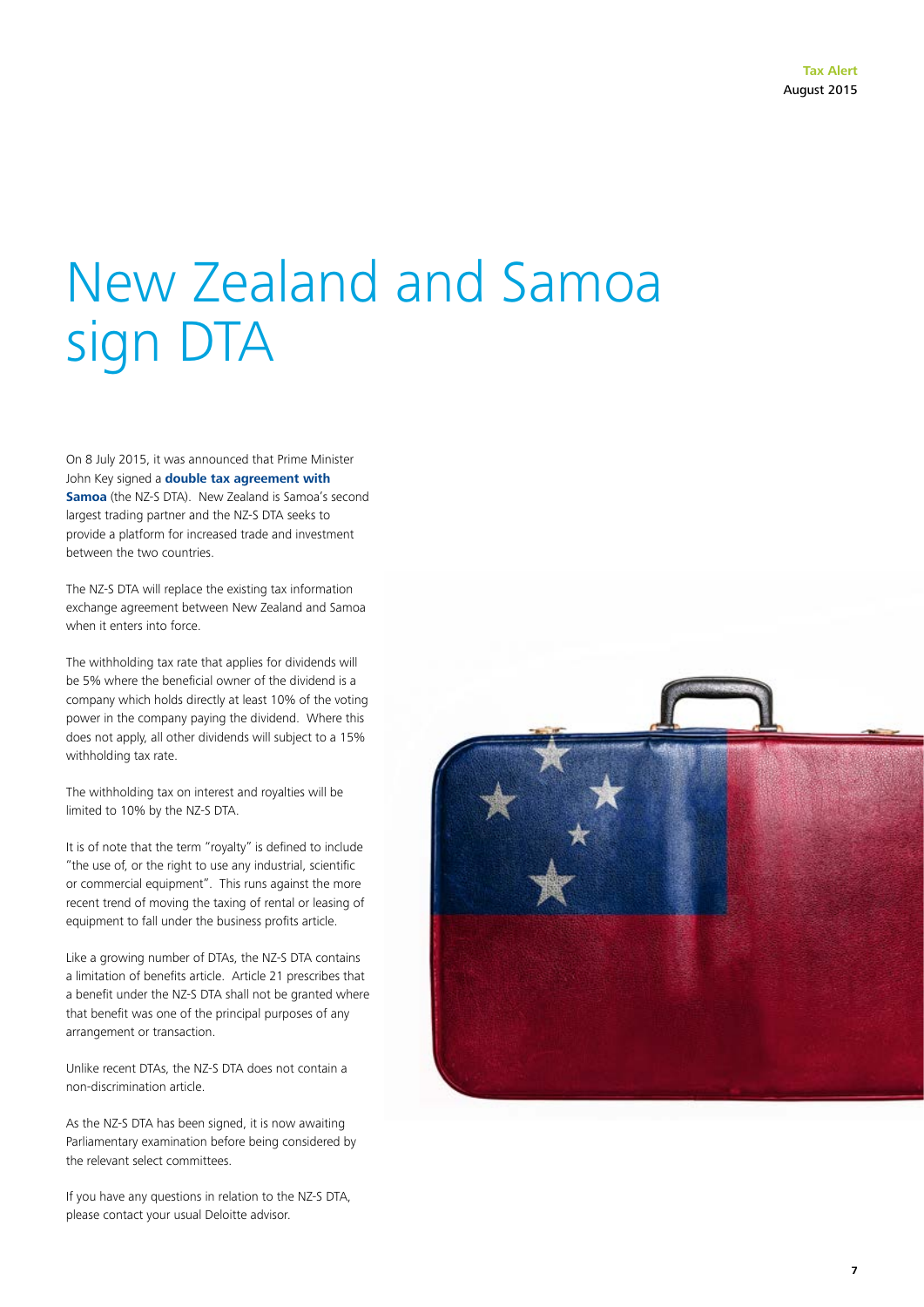# New Zealand and Samoa sign DTA

On 8 July 2015, it was announced that Prime Minister John Key signed a **double tax agreement with Samoa** (the NZ-S DTA). New Zealand is Samoa's second largest trading partner and the NZ-S DTA seeks to provide a platform for increased trade and investment between the two countries.

The NZ-S DTA will replace the existing tax information exchange agreement between New Zealand and Samoa when it enters into force.

The withholding tax rate that applies for dividends will be 5% where the beneficial owner of the dividend is a company which holds directly at least 10% of the voting power in the company paying the dividend. Where this does not apply, all other dividends will subject to a 15% withholding tax rate.

The withholding tax on interest and royalties will be limited to 10% by the NZ-S DTA.

It is of note that the term "royalty" is defined to include "the use of, or the right to use any industrial, scientific or commercial equipment". This runs against the more recent trend of moving the taxing of rental or leasing of equipment to fall under the business profits article.

Like a growing number of DTAs, the NZ-S DTA contains a limitation of benefits article. Article 21 prescribes that a benefit under the NZ-S DTA shall not be granted where that benefit was one of the principal purposes of any arrangement or transaction.

Unlike recent DTAs, the NZ-S DTA does not contain a non-discrimination article.

As the NZ-S DTA has been signed, it is now awaiting Parliamentary examination before being considered by the relevant select committees.

If you have any questions in relation to the NZ-S DTA, please contact your usual Deloitte advisor.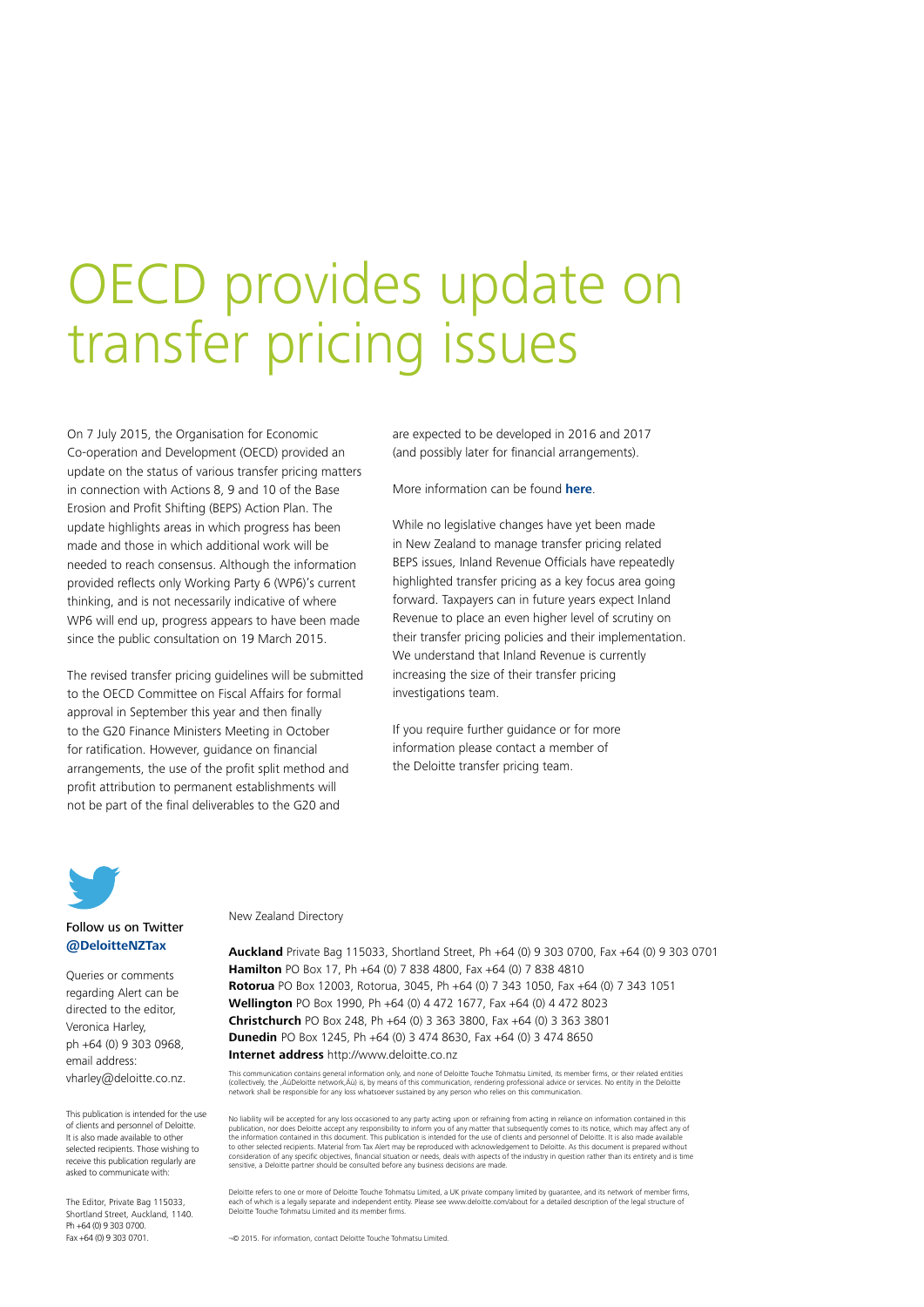# OECD provides update on transfer pricing issues

On 7 July 2015, the Organisation for Economic Co-operation and Development (OECD) provided an update on the status of various transfer pricing matters in connection with Actions 8, 9 and 10 of the Base Erosion and Profit Shifting (BEPS) Action Plan. The update highlights areas in which progress has been made and those in which additional work will be needed to reach consensus. Although the information provided reflects only Working Party 6 (WP6)'s current thinking, and is not necessarily indicative of where WP6 will end up, progress appears to have been made since the public consultation on 19 March 2015.

The revised transfer pricing guidelines will be submitted to the OECD Committee on Fiscal Affairs for formal approval in September this year and then finally to the G20 Finance Ministers Meeting in October for ratification. However, guidance on financial arrangements, the use of the profit split method and profit attribution to permanent establishments will not be part of the final deliverables to the G20 and are expected to be developed in 2016 and 2017 (and possibly later for financial arrangements).

More information can be found **here**.

While no legislative changes have yet been made in New Zealand to manage transfer pricing related BEPS issues, Inland Revenue Officials have repeatedly highlighted transfer pricing as a key focus area going forward. Taxpayers can in future years expect Inland Revenue to place an even higher level of scrutiny on their transfer pricing policies and their implementation. We understand that Inland Revenue is currently increasing the size of their transfer pricing investigations team.

If you require further guidance or for more information please contact a member of the Deloitte transfer pricing team.

Follow us on Twitter
**@DeloitteNZTax**

Queries or comments regarding Alert can be directed to the editor, Veronica Harley, ph +64 (0) 9 303 0968, email address: vharley@deloitte.co.nz.

This publication is intended for the use of clients and personnel of Deloitte. It is also made available to other selected recipients. Those wishing to receive this publication regularly are asked to communicate with:

The Editor, Private Bag 115033, Shortland Street, Auckland, 1140. Ph +64 (0) 9 303 0700. Fax +64 (0) 9 303 0701.

New Zealand Directory

**Auckland** Private Bag 115033, Shortland Street, Ph +64 (0) 9 303 0700, Fax +64 (0) 9 303 0701
**Hamilton** PO Box 17, Ph +64 (0) 7 838 4800, Fax +64 (0) 7 838 4810
**Rotorua** PO Box 12003, Rotorua, 3045, Ph +64 (0) 7 343 1050, Fax +64 (0) 7 343 1051
**Wellington** PO Box 1990, Ph +64 (0) 4 472 1677, Fax +64 (0) 4 472 8023
**Christchurch** PO Box 248, Ph +64 (0) 3 363 3800, Fax +64 (0) 3 363 3801
**Dunedin** PO Box 1245, Ph +64 (0) 3 474 8630, Fax +64 (0) 3 474 8650
**Internet address** http://www.deloitte.co.nz

This communication contains general information only, and none of Deloitte Touche Tohmatsu Limited, its member firms, or their related entities (collectively, the ‚ÄúDeloitte network‚Äù) is, by means of this communication, rendering professional advice or services. No entity in the Deloitte network shall be responsible for any loss whatsoever sustained by any person who relies on this communication.

No liability will be accepted for any loss occasioned to any party acting upon or refraining from acting in reliance on information contained in this publication, nor does Deloitte accept any responsibility to inform you of any matter that subsequently comes to its notice, which may affect any of the information contained in this document. This publication is intended for the use of clients and personnel of Deloitte. It is also made available to other selected recipients. Material from Tax Alert may be reproduced with acknowledgement to Deloitte. As this document is prepared without consideration of any specific objectives, financial situation or needs, deals with aspects of the industry in question rather than its entirety and is time sensitive, a Deloitte partner should be consulted before any business decisions are made.

Deloitte refers to one or more of Deloitte Touche Tohmatsu Limited, a UK private company limited by guarantee, and its network of member firms, each of which is a legally separate and independent entity. Please see www.deloitte.com/about for a detailed description of the legal structure of Deloitte Touche Tohmatsu Limited and its member firms.

¬© 2015. For information, contact Deloitte Touche Tohmatsu Limited.